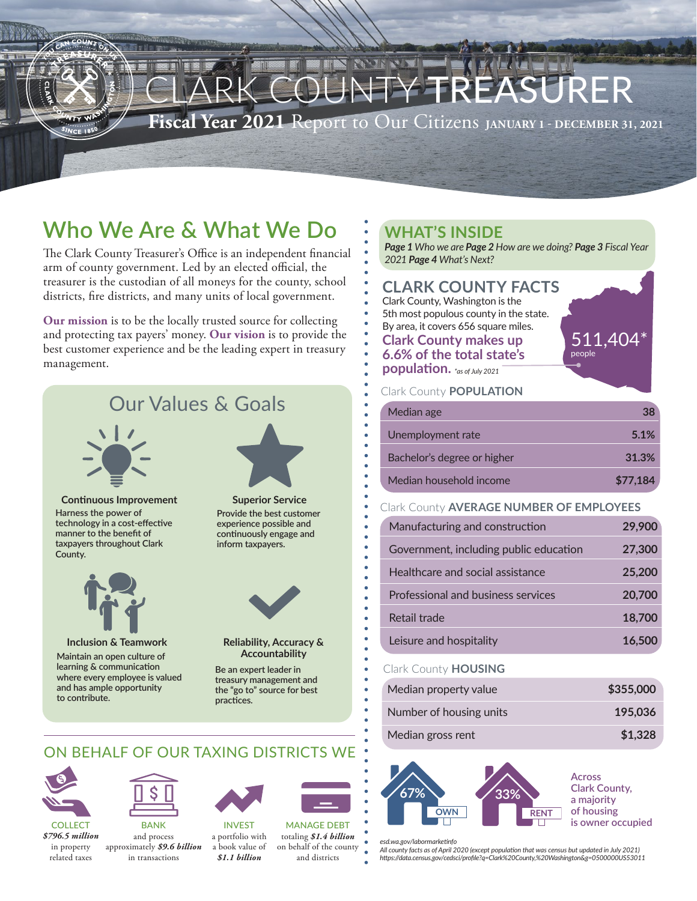# CLARK COUNTY TREASURER

**Fiscal Year 2021** Report to Our Citizens **JANUARY 1 - DECEMBER 31, 2021**

## Who We Are & What We Do

The Clark County Treasurer's Office is an independent financial arm of county government. Led by an elected official, the treasurer is the custodian of all moneys for the county, school districts, fire districts, and many units of local government.

**Our mission** is to be the locally trusted source for collecting and protecting tax payers' money. **Our vision** is to provide the best customer experience and be the leading expert in treasury management.

### Our Values & Goals

**Continuous Improvement**
Harness the power of technology in a cost-effective manner to the benefit of taxpayers throughout Clark County.

**Superior Service**
Provide the best customer experience possible and continuously engage and inform taxpayers.

**Inclusion & Teamwork**
Maintain an open culture of learning & communication where every employee is valued and has ample opportunity to contribute.

**Reliability, Accuracy & Accountability**
Be an expert leader in treasury management and the "go to" source for best practices.

### ON BEHALF OF OUR TAXING DISTRICTS WE

**COLLECT**
*$796.5 million* in property related taxes

**BANK**
and process approximately *$9.6 billion* in transactions

**INVEST**
a portfolio with a book value of *$1.1 billion*

**MANAGE DEBT**
totaling *$1.4 billion* on behalf of the county and districts

## WHAT'S INSIDE

***Page 1*** *Who we are* ***Page 2*** *How are we doing?* ***Page 3*** *Fiscal Year 2021* ***Page 4*** *What's Next?*

## CLARK COUNTY FACTS

Clark County, Washington is the 5th most populous county in the state. By area, it covers 656 square miles.

**Clark County makes up 6.6% of the total state's population.** *\*as of July 2021*

511,404* people

Clark County **POPULATION**

| | |
|---|---|
| Median age | 38 |
| Unemployment rate | 5.1% |
| Bachelor's degree or higher | 31.3% |
| Median household income | $77,184 |

Clark County **AVERAGE NUMBER OF EMPLOYEES**

| | |
|---|---|
| Manufacturing and construction | 29,900 |
| Government, including public education | 27,300 |
| Healthcare and social assistance | 25,200 |
| Professional and business services | 20,700 |
| Retail trade | 18,700 |
| Leisure and hospitality | 16,500 |

Clark County **HOUSING**

| | |
|---|---|
| Median property value | $355,000 |
| Number of housing units | 195,036 |
| Median gross rent | $1,328 |

67% OWN — 33% RENT

Across Clark County, a majority of housing is owner occupied

*esd.wa.gov/labormarketinfo*
*All county facts as of April 2020 (except population that was census but updated in July 2021)*
*https://data.census.gov/cedsci/profile?q=Clark%20County,%20Washington&g=0500000US53011*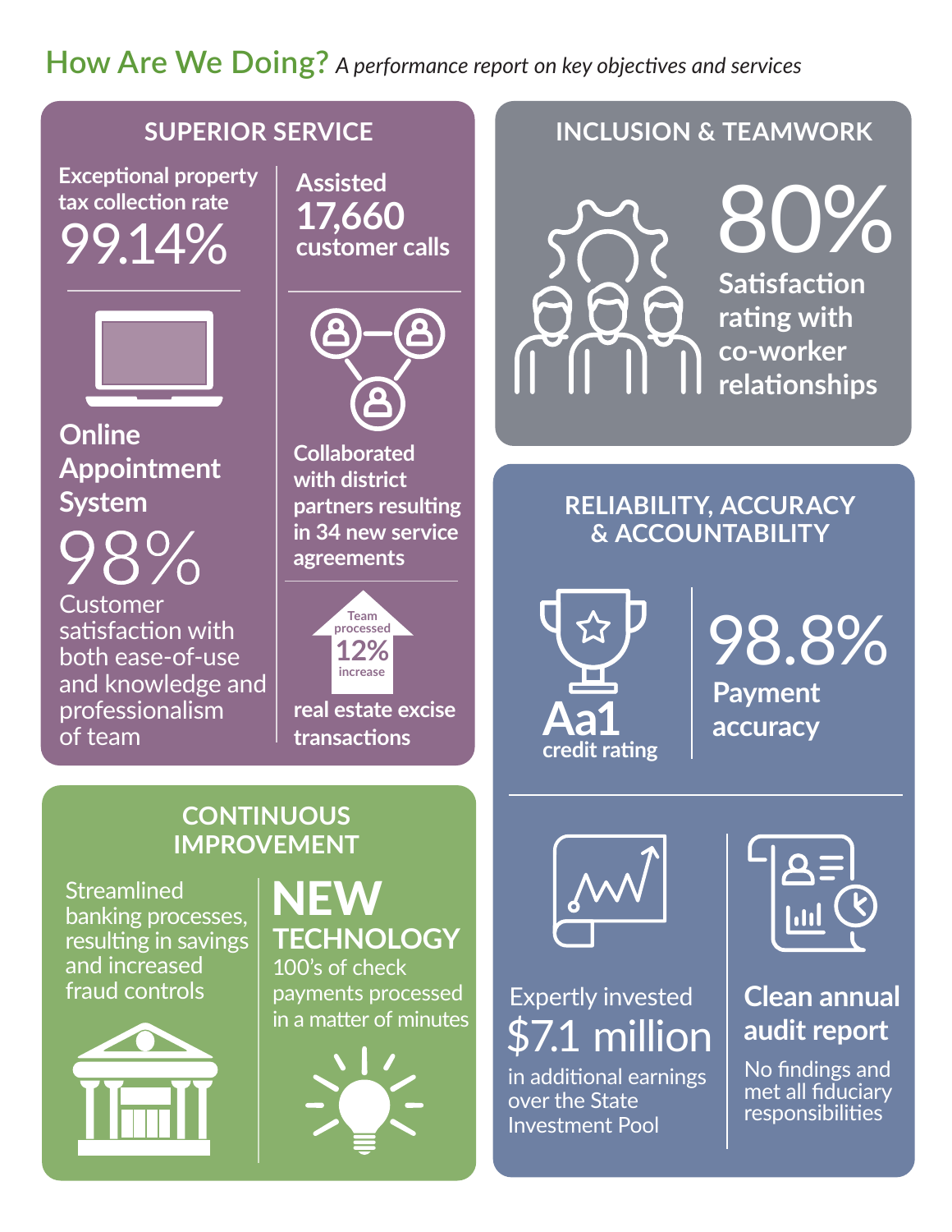# How Are We Doing? *A performance report on key objectives and services*

## SUPERIOR SERVICE

Exceptional property tax collection rate
**99.14%**

Assisted
**17,660**
customer calls

**Online Appointment System**
**98%**
Customer satisfaction with both ease-of-use and knowledge and professionalism of team

Collaborated with district partners resulting in 34 new service agreements

Team processed **12%** increase

real estate excise transactions

## INCLUSION & TEAMWORK

**80%**
Satisfaction rating with co-worker relationships

## RELIABILITY, ACCURACY & ACCOUNTABILITY

**Aa1**
credit rating

**98.8%**
Payment accuracy

Expertly invested
**$7.1 million**
in additional earnings over the State Investment Pool

**Clean annual audit report**
No findings and met all fiduciary responsibilities

## CONTINUOUS IMPROVEMENT

Streamlined banking processes, resulting in savings and increased fraud controls

**NEW TECHNOLOGY**
100's of check payments processed in a matter of minutes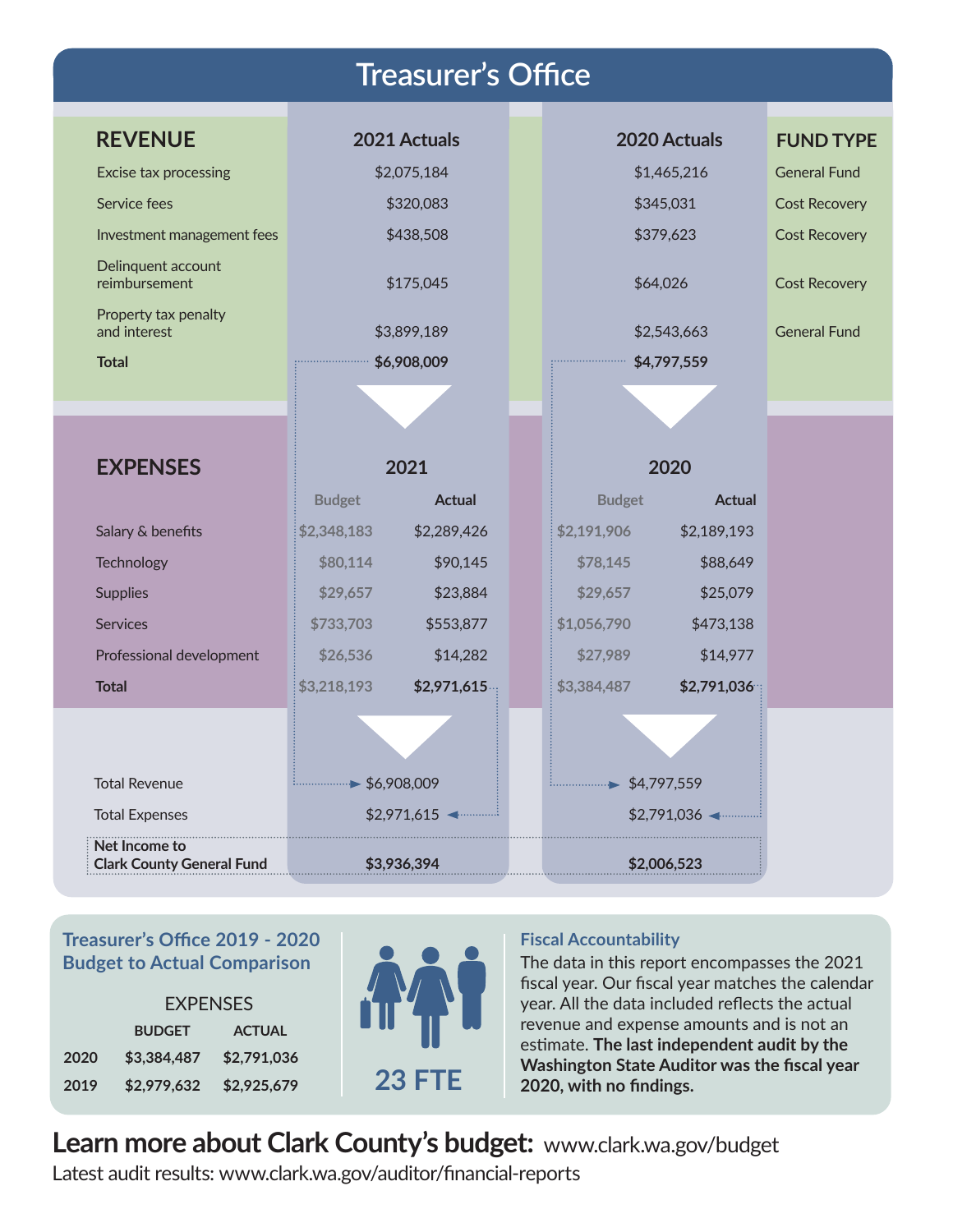# Treasurer's Office

| REVENUE | 2021 Actuals | 2020 Actuals | FUND TYPE |
| --- | --- | --- | --- |
| Excise tax processing | $2,075,184 | $1,465,216 | General Fund |
| Service fees | $320,083 | $345,031 | Cost Recovery |
| Investment management fees | $438,508 | $379,623 | Cost Recovery |
| Delinquent account reimbursement | $175,045 | $64,026 | Cost Recovery |
| Property tax penalty and interest | $3,899,189 | $2,543,663 | General Fund |
| **Total** | **$6,908,009** | **$4,797,559** | |

| EXPENSES | 2021 | | 2020 | |
| --- | --- | --- | --- | --- |
| | Budget | Actual | Budget | Actual |
| Salary & benefits | $2,348,183 | $2,289,426 | $2,191,906 | $2,189,193 |
| Technology | $80,114 | $90,145 | $78,145 | $88,649 |
| Supplies | $29,657 | $23,884 | $29,657 | $25,079 |
| Services | $733,703 | $553,877 | $1,056,790 | $473,138 |
| Professional development | $26,536 | $14,282 | $27,989 | $14,977 |
| **Total** | $3,218,193 | **$2,971,615** | $3,384,487 | **$2,791,036** |

| | 2021 | 2020 |
| --- | --- | --- |
| Total Revenue | $6,908,009 | $4,797,559 |
| Total Expenses | $2,971,615 | $2,791,036 |
| **Net Income to Clark County General Fund** | **$3,936,394** | **$2,006,523** |

## Treasurer's Office 2019 - 2020 Budget to Actual Comparison

EXPENSES

| | BUDGET | ACTUAL |
| --- | --- | --- |
| 2020 | $3,384,487 | $2,791,036 |
| 2019 | $2,979,632 | $2,925,679 |

**23 FTE**

## Fiscal Accountability

The data in this report encompasses the 2021 fiscal year. Our fiscal year matches the calendar year. All the data included reflects the actual revenue and expense amounts and is not an estimate. **The last independent audit by the Washington State Auditor was the fiscal year 2020, with no findings.**

**Learn more about Clark County's budget:** www.clark.wa.gov/budget

Latest audit results: www.clark.wa.gov/auditor/financial-reports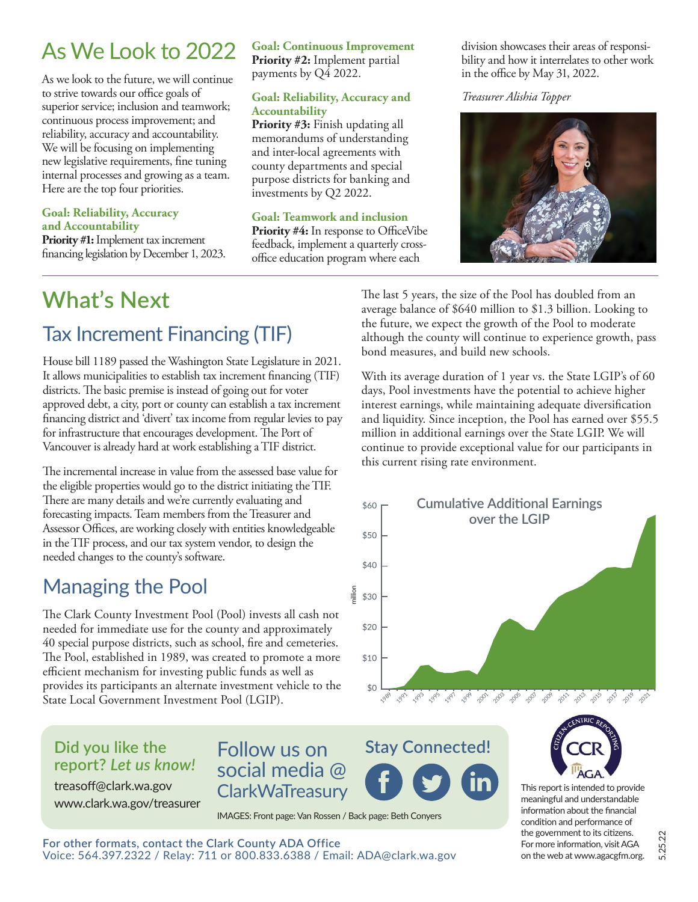## As We Look to 2022

As we look to the future, we will continue to strive towards our office goals of superior service; inclusion and teamwork; continuous process improvement; and reliability, accuracy and accountability. We will be focusing on implementing new legislative requirements, fine tuning internal processes and growing as a team. Here are the top four priorities.

**Goal: Reliability, Accuracy and Accountability**
**Priority #1:** Implement tax increment financing legislation by December 1, 2023.

**Goal: Continuous Improvement**
**Priority #2:** Implement partial payments by Q4 2022.

**Goal: Reliability, Accuracy and Accountability**
**Priority #3:** Finish updating all memorandums of understanding and inter-local agreements with county departments and special purpose districts for banking and investments by Q2 2022.

**Goal: Teamwork and inclusion**
**Priority #4:** In response to OfficeVibe feedback, implement a quarterly cross-office education program where each division showcases their areas of responsibility and how it interrelates to other work in the office by May 31, 2022.

*Treasurer Alishia Topper*

# What's Next

## Tax Increment Financing (TIF)

House bill 1189 passed the Washington State Legislature in 2021. It allows municipalities to establish tax increment financing (TIF) districts. The basic premise is instead of going out for voter approved debt, a city, port or county can establish a tax increment financing district and 'divert' tax income from regular levies to pay for infrastructure that encourages development. The Port of Vancouver is already hard at work establishing a TIF district.

The incremental increase in value from the assessed base value for the eligible properties would go to the district initiating the TIF. There are many details and we're currently evaluating and forecasting impacts. Team members from the Treasurer and Assessor Offices, are working closely with entities knowledgeable in the TIF process, and our tax system vendor, to design the needed changes to the county's software.

## Managing the Pool

The Clark County Investment Pool (Pool) invests all cash not needed for immediate use for the county and approximately 40 special purpose districts, such as school, fire and cemeteries. The Pool, established in 1989, was created to promote a more efficient mechanism for investing public funds as well as provides its participants an alternate investment vehicle to the State Local Government Investment Pool (LGIP).

The last 5 years, the size of the Pool has doubled from an average balance of $640 million to $1.3 billion. Looking to the future, we expect the growth of the Pool to moderate although the county will continue to experience growth, pass bond measures, and build new schools.

With its average duration of 1 year vs. the State LGIP's of 60 days, Pool investments have the potential to achieve higher interest earnings, while maintaining adequate diversification and liquidity. Since inception, the Pool has earned over $55.5 million in additional earnings over the State LGIP. We will continue to provide exceptional value for our participants in this current rising rate environment.

Cumulative Additional Earnings over the LGIP

million

$60
$50
$40
$30
$20
$10
$0

1989 1991 1993 1995 1997 1999 2001 2003 2005 2007 2009 2011 2013 2015 2017 2019 2021

**Did you like the report?** ***Let us know!***
treasoff@clark.wa.gov
www.clark.wa.gov/treasurer

Follow us on social media @ ClarkWaTreasury

**Stay Connected!**

IMAGES: Front page: Van Rossen / Back page: Beth Conyers

This report is intended to provide meaningful and understandable information about the financial condition and performance of the government to its citizens. For more information, visit AGA on the web at www.agacgfm.org.

For other formats, contact the Clark County ADA Office
Voice: 564.397.2322 / Relay: 711 or 800.833.6388 / Email: ADA@clark.wa.gov

5.25.22